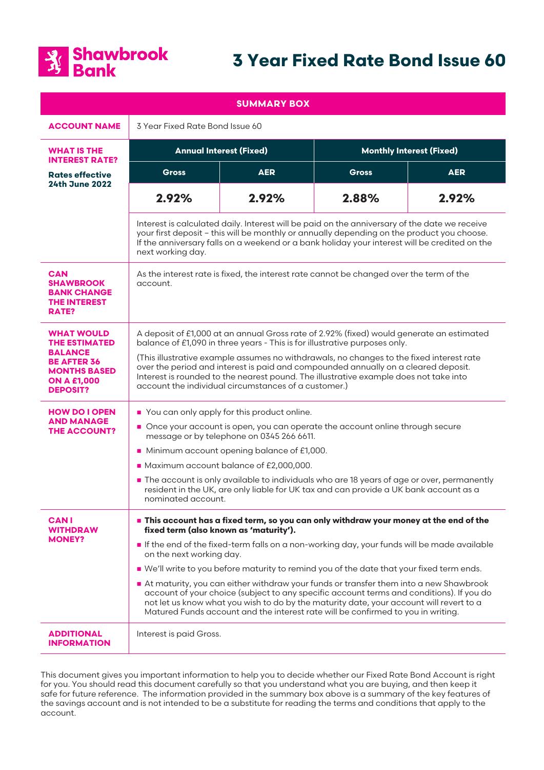Shawbrook Bank

# 3 Year Fixed Rate Bond Issue 60

## SUMMARY BOX

| | | | | |
|---|---|---|---|---|
| **ACCOUNT NAME** | 3 Year Fixed Rate Bond Issue 60 | | | |
| **WHAT IS THE INTEREST RATE?** **Rates effective 24th June 2022** | **Annual Interest (Fixed)** | | **Monthly Interest (Fixed)** | |
| | **Gross** | **AER** | **Gross** | **AER** |
| | **2.92%** | **2.92%** | **2.88%** | **2.92%** |
| | Interest is calculated daily. Interest will be paid on the anniversary of the date we receive your first deposit – this will be monthly or annually depending on the product you choose. If the anniversary falls on a weekend or a bank holiday your interest will be credited on the next working day. | | | |
| **CAN SHAWBROOK BANK CHANGE THE INTEREST RATE?** | As the interest rate is fixed, the interest rate cannot be changed over the term of the account. | | | |
| **WHAT WOULD THE ESTIMATED BALANCE BE AFTER 36 MONTHS BASED ON A £1,000 DEPOSIT?** | A deposit of £1,000 at an annual Gross rate of 2.92% (fixed) would generate an estimated balance of £1,090 in three years - This is for illustrative purposes only. (This illustrative example assumes no withdrawals, no changes to the fixed interest rate over the period and interest is paid and compounded annually on a cleared deposit. Interest is rounded to the nearest pound. The illustrative example does not take into account the individual circumstances of a customer.) | | | |
| **HOW DO I OPEN AND MANAGE THE ACCOUNT?** | ▪ You can only apply for this product online. ▪ Once your account is open, you can operate the account online through secure message or by telephone on 0345 266 6611. ▪ Minimum account opening balance of £1,000. ▪ Maximum account balance of £2,000,000. ▪ The account is only available to individuals who are 18 years of age or over, permanently resident in the UK, are only liable for UK tax and can provide a UK bank account as a nominated account. | | | |
| **CAN I WITHDRAW MONEY?** | ▪ **This account has a fixed term, so you can only withdraw your money at the end of the fixed term (also known as 'maturity').** ▪ If the end of the fixed-term falls on a non-working day, your funds will be made available on the next working day. ▪ We'll write to you before maturity to remind you of the date that your fixed term ends. ▪ At maturity, you can either withdraw your funds or transfer them into a new Shawbrook account of your choice (subject to any specific account terms and conditions). If you do not let us know what you wish to do by the maturity date, your account will revert to a Matured Funds account and the interest rate will be confirmed to you in writing. | | | |
| **ADDITIONAL INFORMATION** | Interest is paid Gross. | | | |

This document gives you important information to help you to decide whether our Fixed Rate Bond Account is right for you. You should read this document carefully so that you understand what you are buying, and then keep it safe for future reference. The information provided in the summary box above is a summary of the key features of the savings account and is not intended to be a substitute for reading the terms and conditions that apply to the account.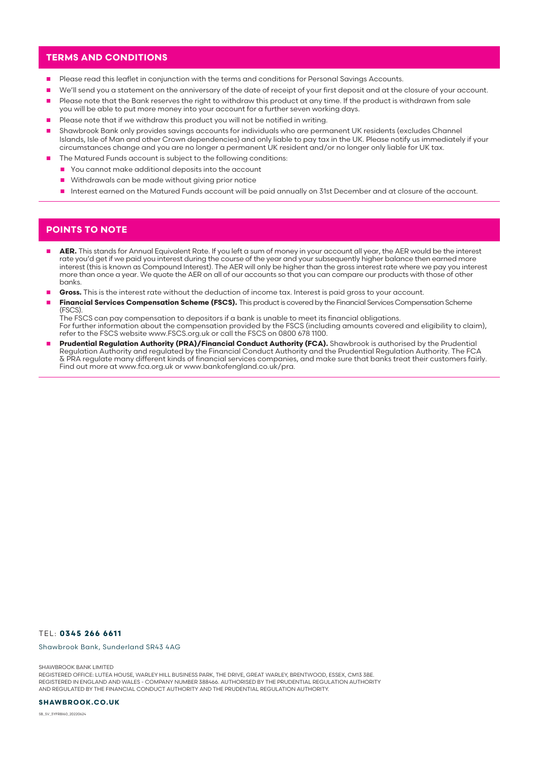## TERMS AND CONDITIONS

- Please read this leaflet in conjunction with the terms and conditions for Personal Savings Accounts.
- We'll send you a statement on the anniversary of the date of receipt of your first deposit and at the closure of your account.
- Please note that the Bank reserves the right to withdraw this product at any time. If the product is withdrawn from sale you will be able to put more money into your account for a further seven working days.
- Please note that if we withdraw this product you will not be notified in writing.
- Shawbrook Bank only provides savings accounts for individuals who are permanent UK residents (excludes Channel Islands, Isle of Man and other Crown dependencies) and only liable to pay tax in the UK. Please notify us immediately if your circumstances change and you are no longer a permanent UK resident and/or no longer only liable for UK tax.
- The Matured Funds account is subject to the following conditions:
  - You cannot make additional deposits into the account
  - Withdrawals can be made without giving prior notice
  - Interest earned on the Matured Funds account will be paid annually on 31st December and at closure of the account.

## POINTS TO NOTE

- **AER.** This stands for Annual Equivalent Rate. If you left a sum of money in your account all year, the AER would be the interest rate you'd get if we paid you interest during the course of the year and your subsequently higher balance then earned more interest (this is known as Compound Interest). The AER will only be higher than the gross interest rate where we pay you interest more than once a year. We quote the AER on all of our accounts so that you can compare our products with those of other banks.
- **Gross.** This is the interest rate without the deduction of income tax. Interest is paid gross to your account.
- **Financial Services Compensation Scheme (FSCS).** This product is covered by the Financial Services Compensation Scheme (FSCS).
  The FSCS can pay compensation to depositors if a bank is unable to meet its financial obligations.
  For further information about the compensation provided by the FSCS (including amounts covered and eligibility to claim), refer to the FSCS website www.FSCS.org.uk or call the FSCS on 0800 678 1100.
- **Prudential Regulation Authority (PRA)/Financial Conduct Authority (FCA).** Shawbrook is authorised by the Prudential Regulation Authority and regulated by the Financial Conduct Authority and the Prudential Regulation Authority. The FCA & PRA regulate many different kinds of financial services companies, and make sure that banks treat their customers fairly. Find out more at www.fca.org.uk or www.bankofengland.co.uk/pra.

TEL: **0345 266 6611**

Shawbrook Bank, Sunderland SR43 4AG

SHAWBROOK BANK LIMITED
REGISTERED OFFICE: LUTEA HOUSE, WARLEY HILL BUSINESS PARK, THE DRIVE, GREAT WARLEY, BRENTWOOD, ESSEX, CM13 3BE.
REGISTERED IN ENGLAND AND WALES - COMPANY NUMBER 388466. AUTHORISED BY THE PRUDENTIAL REGULATION AUTHORITY AND REGULATED BY THE FINANCIAL CONDUCT AUTHORITY AND THE PRUDENTIAL REGULATION AUTHORITY.

**SHAWBROOK.CO.UK**

SB_SV_3YFRBI60_20220624